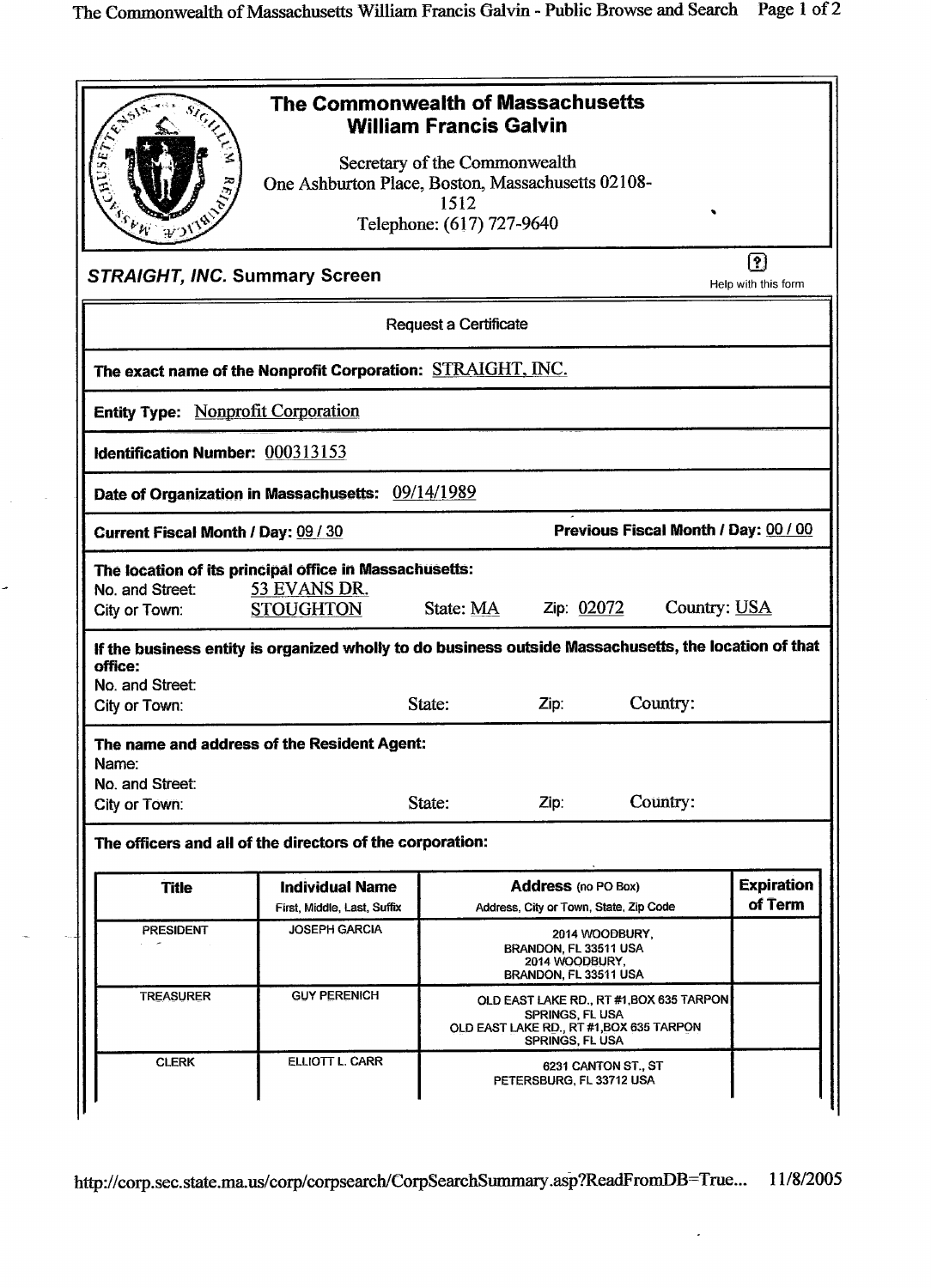# The Commonwealth of Massachusetts
## William Francis Galvin

Secretary of the Commonwealth
One Ashburton Place, Boston, Massachusetts 02108-1512
Telephone: (617) 727-9640

### *STRAIGHT, INC.* Summary Screen

Help with this form

Request a Certificate

**The exact name of the Nonprofit Corporation:** STRAIGHT, INC.

**Entity Type:** Nonprofit Corporation

**Identification Number:** 000313153

**Date of Organization in Massachusetts:** 09/14/1989

**Current Fiscal Month / Day:** 09 / 30 **Previous Fiscal Month / Day:** 00 / 00

**The location of its principal office in Massachusetts:**
No. and Street: 53 EVANS DR.
City or Town: STOUGHTON State: MA Zip: 02072 Country: USA

**If the business entity is organized wholly to do business outside Massachusetts, the location of that office:**
No. and Street:
City or Town: State: Zip: Country:

**The name and address of the Resident Agent:**
Name:
No. and Street:
City or Town: State: Zip: Country:

**The officers and all of the directors of the corporation:**

| Title | Individual Name<br>First, Middle, Last, Suffix | Address (no PO Box)<br>Address, City or Town, State, Zip Code | Expiration of Term |
|---|---|---|---|
| PRESIDENT | JOSEPH GARCIA | 2014 WOODBURY, BRANDON, FL 33511 USA<br>2014 WOODBURY, BRANDON, FL 33511 USA | |
| TREASURER | GUY PERENICH | OLD EAST LAKE RD., RT #1,BOX 635 TARPON SPRINGS, FL USA<br>OLD EAST LAKE RD., RT #1,BOX 635 TARPON SPRINGS, FL USA | |
| CLERK | ELLIOTT L. CARR | 6231 CANTON ST., ST PETERSBURG, FL 33712 USA | |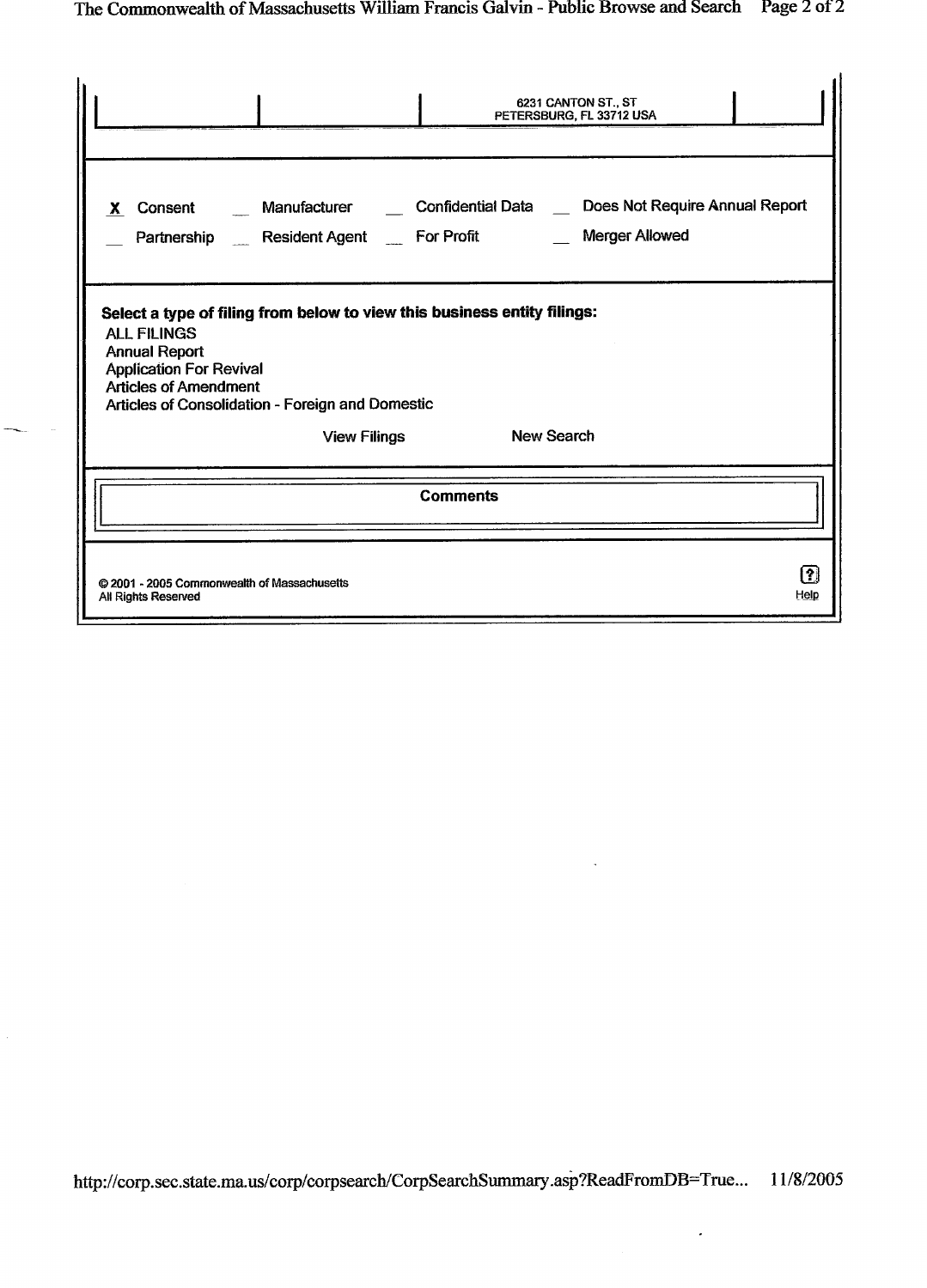| | | | | |
|---|---|---|---|---|
| | | | 6231 CANTON ST., ST<br>PETERSBURG, FL 33712 USA | |

| | | | |
|---|---|---|---|
| X Consent | __ Manufacturer | __ Confidential Data | __ Does Not Require Annual Report |
| __ Partnership | __ Resident Agent | __ For Profit | __ Merger Allowed |

**Select a type of filing from below to view this business entity filings:**

ALL FILINGS
Annual Report
Application For Revival
Articles of Amendment
Articles of Consolidation - Foreign and Domestic

View Filings New Search

**Comments**

© 2001 - 2005 Commonwealth of Massachusetts
All Rights Reserved

Help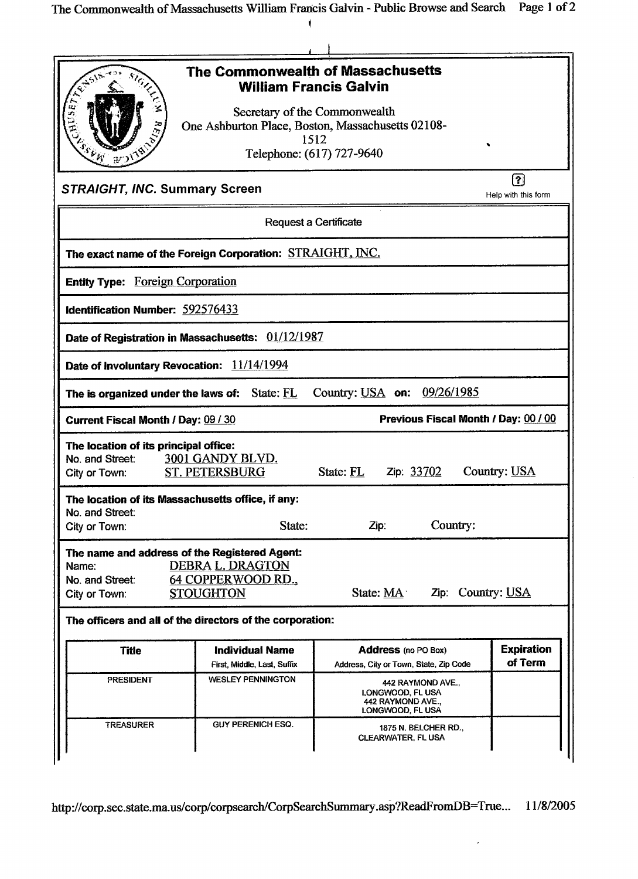# The Commonwealth of Massachusetts
## William Francis Galvin

Secretary of the Commonwealth
One Ashburton Place, Boston, Massachusetts 02108-1512
Telephone: (617) 727-9640

### *STRAIGHT, INC.* Summary Screen

Help with this form

Request a Certificate

**The exact name of the Foreign Corporation:** STRAIGHT, INC.

**Entity Type:** Foreign Corporation

**Identification Number:** 592576433

**Date of Registration in Massachusetts:** 01/12/1987

**Date of Involuntary Revocation:** 11/14/1994

**The is organized under the laws of:** State: FL Country: USA **on:** 09/26/1985

**Current Fiscal Month / Day:** 09 / 30 **Previous Fiscal Month / Day:** 00 / 00

**The location of its principal office:**
No. and Street: 3001 GANDY BLVD.
City or Town: ST. PETERSBURG State: FL Zip: 33702 Country: USA

**The location of its Massachusetts office, if any:**
No. and Street:
City or Town: State: Zip: Country:

**The name and address of the Registered Agent:**
Name: DEBRA L. DRAGTON
No. and Street: 64 COPPERWOOD RD.,
City or Town: STOUGHTON State: MA Zip: Country: USA

**The officers and all of the directors of the corporation:**

| Title | Individual Name<br>First, Middle, Last, Suffix | Address (no PO Box)<br>Address, City or Town, State, Zip Code | Expiration of Term |
|---|---|---|---|
| PRESIDENT | WESLEY PENNINGTON | 442 RAYMOND AVE., LONGWOOD, FL USA 442 RAYMOND AVE., LONGWOOD, FL USA | |
| TREASURER | GUY PERENICH ESQ. | 1875 N. BELCHER RD., CLEARWATER, FL USA | |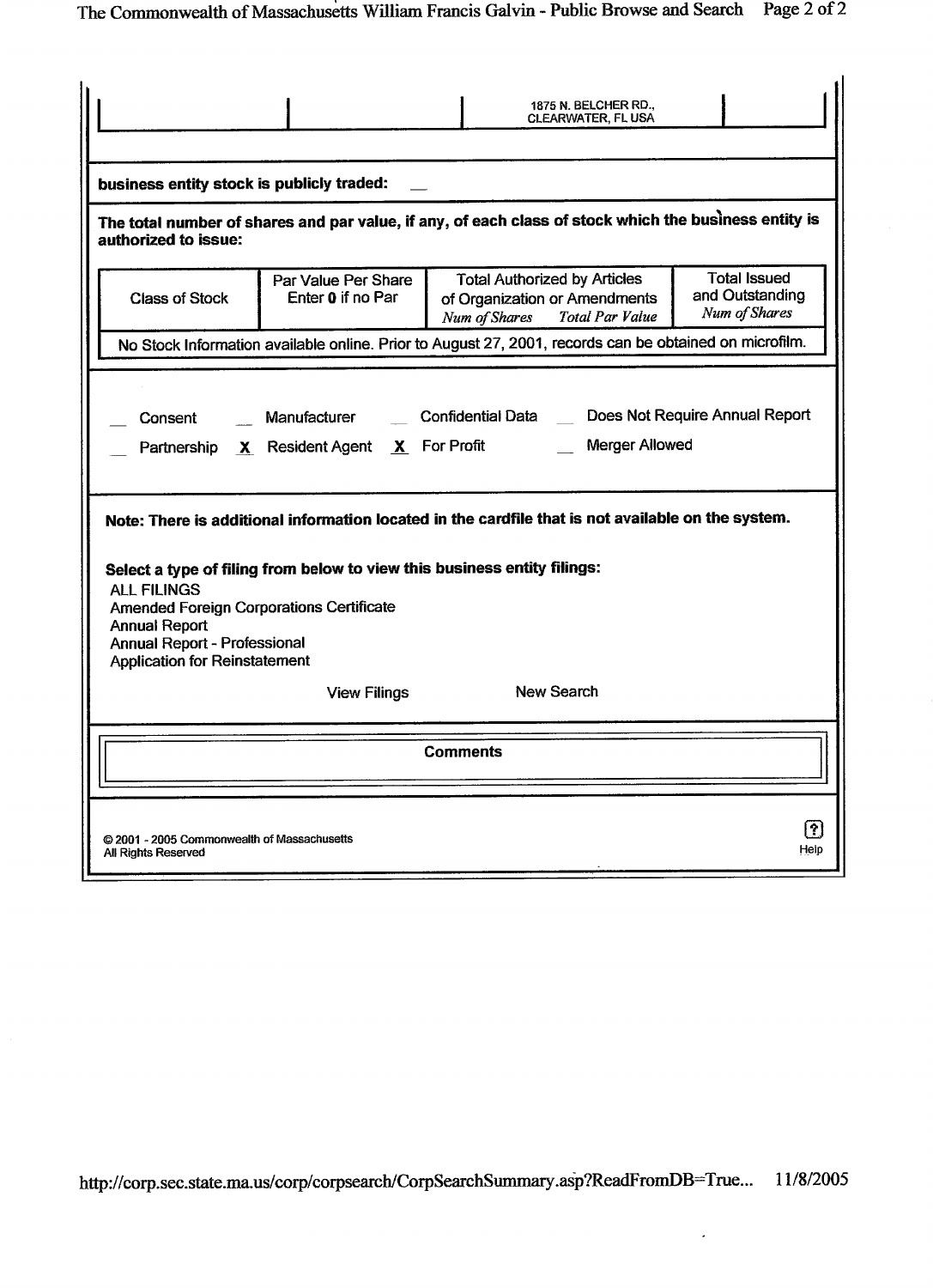| | | | | |
|---|---|---|---|---|
| | | | 1875 N. BELCHER RD., CLEARWATER, FL USA | |

**business entity stock is publicly traded:** __

**The total number of shares and par value, if any, of each class of stock which the business entity is authorized to issue:**

| Class of Stock | Par Value Per Share Enter **0** if no Par | Total Authorized by Articles of Organization or Amendments *Num of Shares* *Total Par Value* | Total Issued and Outstanding *Num of Shares* |
|---|---|---|---|
| No Stock Information available online. Prior to August 27, 2001, records can be obtained on microfilm. | | | |

__ Consent __ Manufacturer __ Confidential Data __ Does Not Require Annual Report

__ Partnership **X** Resident Agent **X** For Profit __ Merger Allowed

**Note: There is additional information located in the cardfile that is not available on the system.**

**Select a type of filing from below to view this business entity filings:**

ALL FILINGS
Amended Foreign Corporations Certificate
Annual Report
Annual Report - Professional
Application for Reinstatement

View Filings New Search

**Comments**

© 2001 - 2005 Commonwealth of Massachusetts
All Rights Reserved

Help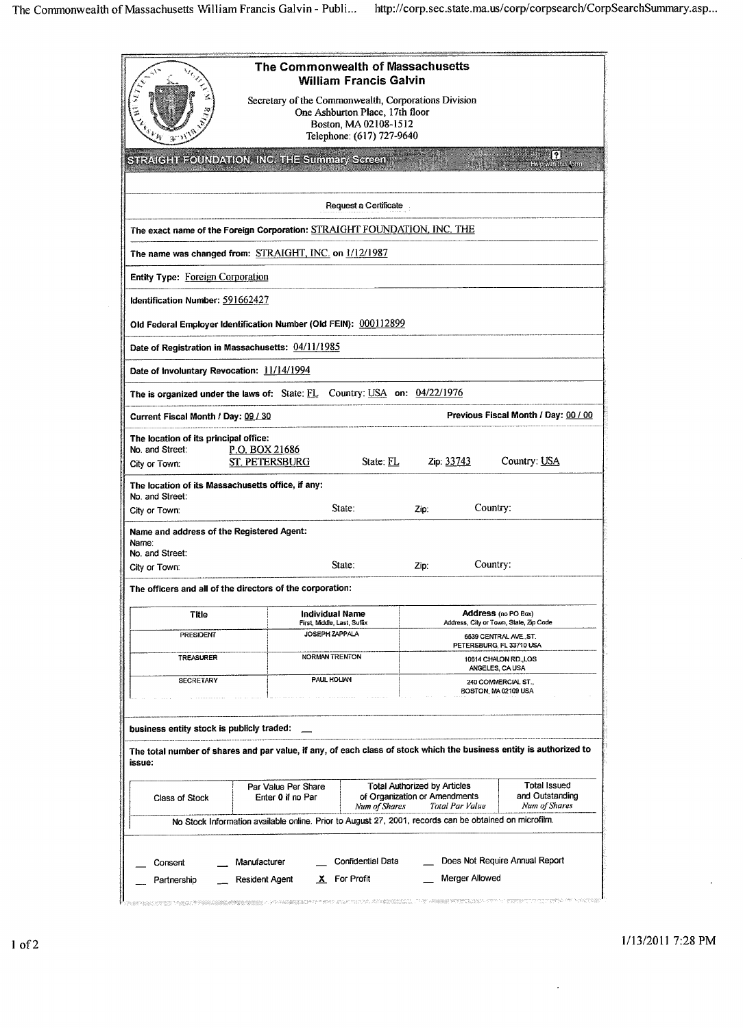# The Commonwealth of Massachusetts
## William Francis Galvin

Secretary of the Commonwealth, Corporations Division
One Ashburton Place, 17th floor
Boston, MA 02108-1512
Telephone: (617) 727-9640

**STRAIGHT FOUNDATION, INC. THE Summary Screen**

Request a Certificate

**The exact name of the Foreign Corporation:** STRAIGHT FOUNDATION, INC. THE

**The name was changed from:** STRAIGHT, INC. **on** 1/12/1987

**Entity Type:** Foreign Corporation

**Identification Number:** 591662427

**Old Federal Employer Identification Number (Old FEIN):** 000112899

**Date of Registration in Massachusetts:** 04/11/1985

**Date of Involuntary Revocation:** 11/14/1994

**The is organized under the laws of:** State: FL Country: USA **on:** 04/22/1976

**Current Fiscal Month / Day:** 09 / 30 **Previous Fiscal Month / Day:** 00 / 00

**The location of its principal office:**
No. and Street: P.O. BOX 21686
City or Town: ST. PETERSBURG State: FL Zip: 33743 Country: USA

**The location of its Massachusetts office, if any:**
No. and Street:
City or Town: State: Zip: Country:

**Name and address of the Registered Agent:**
Name:
No. and Street:
City or Town: State: Zip: Country:

**The officers and all of the directors of the corporation:**

| Title | Individual Name<br>First, Middle, Last, Suffix | Address (no PO Box)<br>Address, City or Town, State, Zip Code |
|---|---|---|
| PRESIDENT | JOSEPH ZAPPALA | 6539 CENTRAL AVE.,ST. PETERSBURG, FL 33710 USA |
| TREASURER | NORMAN TRENTON | 10614 CHALON RD.,LOS ANGELES, CA USA |
| SECRETARY | PAUL HOLIAN | 240 COMMERCIAL ST., BOSTON, MA 02109 USA |

**business entity stock is publicly traded:** __

**The total number of shares and par value, if any, of each class of stock which the business entity is authorized to issue:**

| Class of Stock | Par Value Per Share<br>Enter 0 if no Par | Total Authorized by Articles of Organization or Amendments<br>*Num of Shares* | *Total Par Value* | Total Issued and Outstanding<br>*Num of Shares* |
|---|---|---|---|---|
| No Stock Information available online. Prior to August 27, 2001, records can be obtained on microfilm. | | | | |

__ Consent __ Manufacturer __ Confidential Data __ Does Not Require Annual Report

__ Partnership __ Resident Agent X For Profit __ Merger Allowed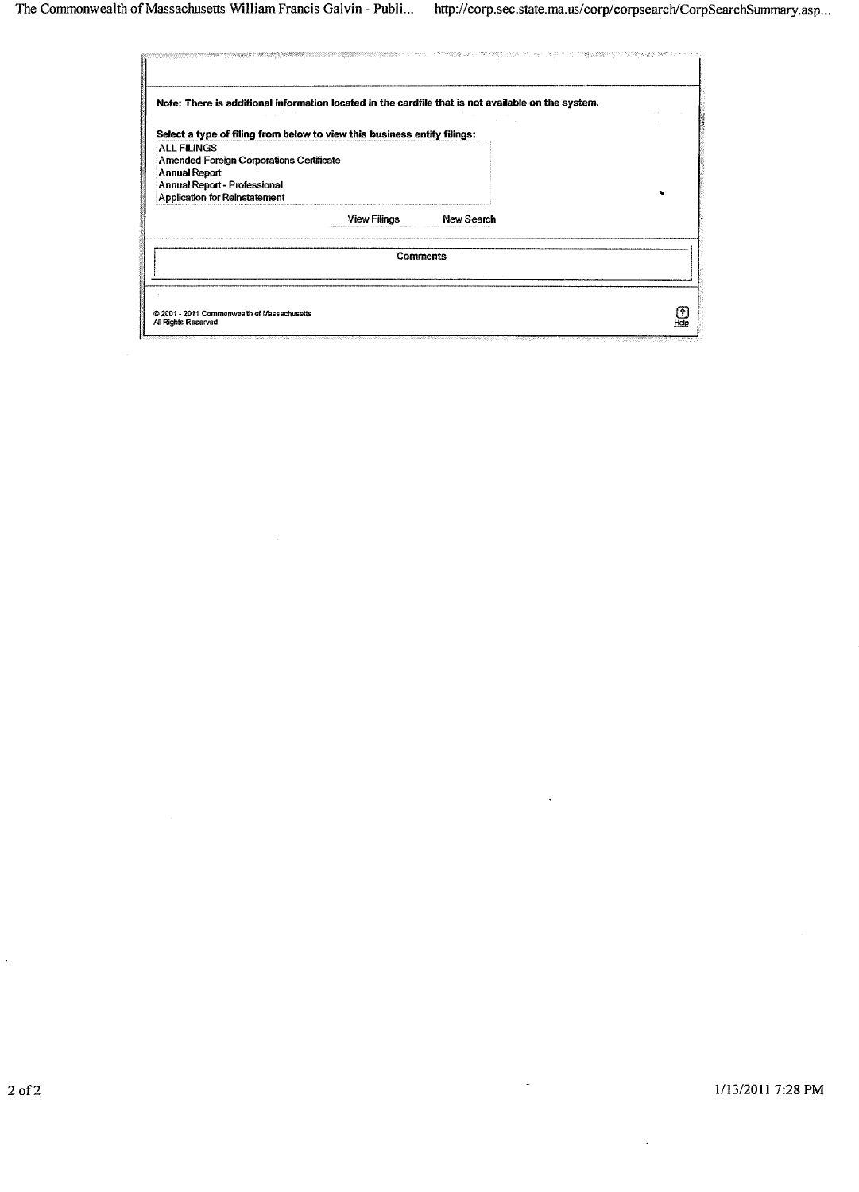**Note: There is additional information located in the cardfile that is not available on the system.**

**Select a type of filing from below to view this business entity filings:**

ALL FILINGS
Amended Foreign Corporations Certificate
Annual Report
Annual Report - Professional
Application for Reinstatement

View Filings    New Search

Comments

© 2001 - 2011 Commonwealth of Massachusetts
All Rights Reserved

Help